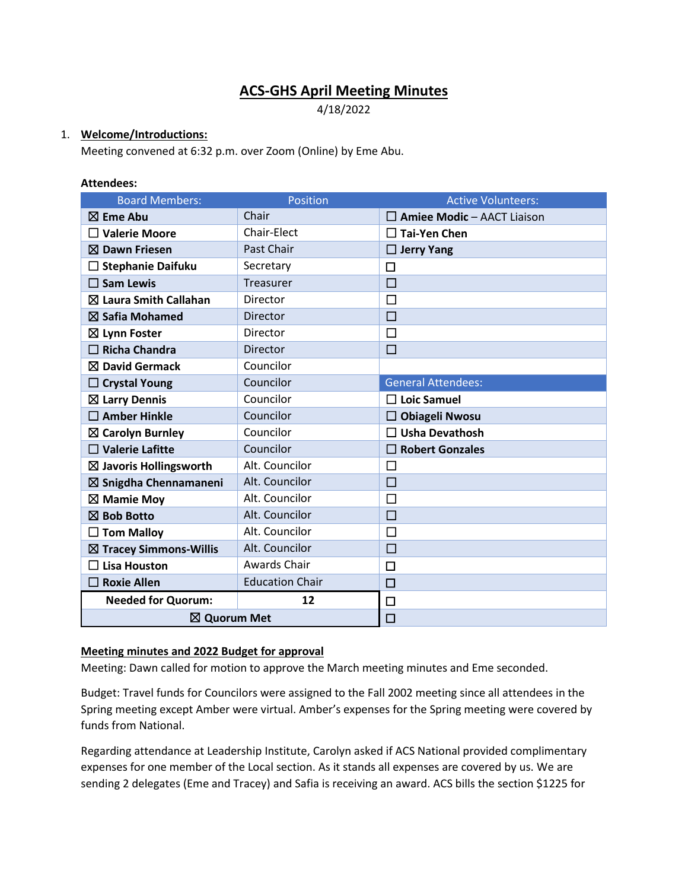# ACS-GHS April Meeting Minutes

4/18/2022

1. **Welcome/Introductions:**

Meeting convened at 6:32 p.m. over Zoom (Online) by Eme Abu.

**Attendees:**

| Board Members: | Position | Active Volunteers: |
|---|---|---|
| ☒ **Eme Abu** | Chair | ☐ **Amiee Modic** – AACT Liaison |
| ☐ **Valerie Moore** | Chair-Elect | ☐ **Tai-Yen Chen** |
| ☒ **Dawn Friesen** | Past Chair | ☐ **Jerry Yang** |
| ☐ **Stephanie Daifuku** | Secretary | ☐ |
| ☐ **Sam Lewis** | Treasurer | ☐ |
| ☒ **Laura Smith Callahan** | Director | ☐ |
| ☒ **Safia Mohamed** | Director | ☐ |
| ☒ **Lynn Foster** | Director | ☐ |
| ☐ **Richa Chandra** | Director | ☐ |
| ☒ **David Germack** | Councilor | |
| ☐ **Crystal Young** | Councilor | General Attendees: |
| ☒ **Larry Dennis** | Councilor | ☐ **Loic Samuel** |
| ☐ **Amber Hinkle** | Councilor | ☐ **Obiageli Nwosu** |
| ☒ **Carolyn Burnley** | Councilor | ☐ **Usha Devathosh** |
| ☐ **Valerie Lafitte** | Councilor | ☐ **Robert Gonzales** |
| ☒ **Javoris Hollingsworth** | Alt. Councilor | ☐ |
| ☒ **Snigdha Chennamaneni** | Alt. Councilor | ☐ |
| ☒ **Mamie Moy** | Alt. Councilor | ☐ |
| ☒ **Bob Botto** | Alt. Councilor | ☐ |
| ☐ **Tom Malloy** | Alt. Councilor | ☐ |
| ☒ **Tracey Simmons-Willis** | Alt. Councilor | ☐ |
| ☐ **Lisa Houston** | Awards Chair | ☐ |
| ☐ **Roxie Allen** | Education Chair | ☐ |
| **Needed for Quorum:** | **12** | ☐ |
| ☒ **Quorum Met** | | ☐ |

**Meeting minutes and 2022 Budget for approval**

Meeting: Dawn called for motion to approve the March meeting minutes and Eme seconded.

Budget: Travel funds for Councilors were assigned to the Fall 2002 meeting since all attendees in the Spring meeting except Amber were virtual. Amber's expenses for the Spring meeting were covered by funds from National.

Regarding attendance at Leadership Institute, Carolyn asked if ACS National provided complimentary expenses for one member of the Local section. As it stands all expenses are covered by us. We are sending 2 delegates (Eme and Tracey) and Safia is receiving an award. ACS bills the section $1225 for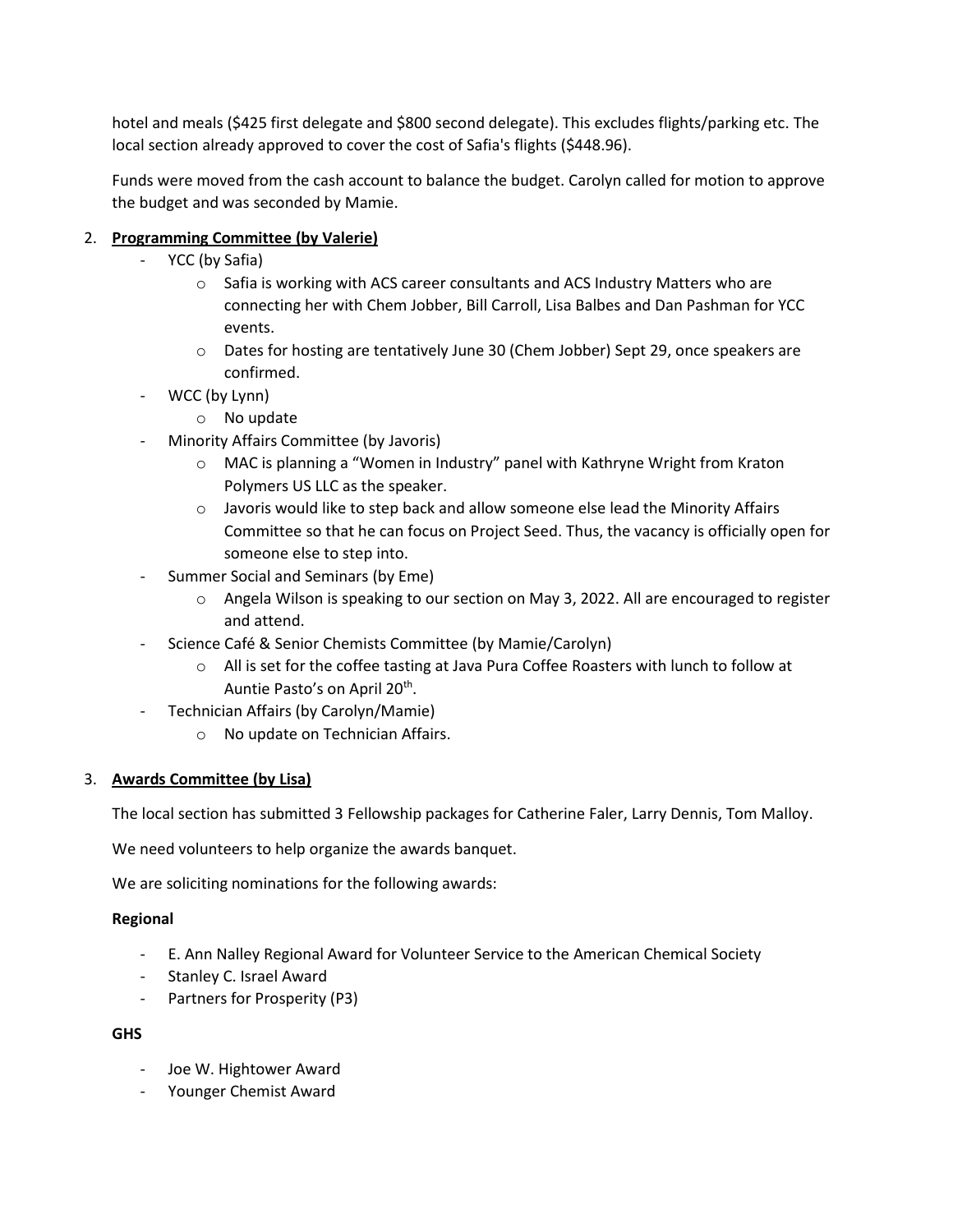hotel and meals ($425 first delegate and $800 second delegate). This excludes flights/parking etc. The local section already approved to cover the cost of Safia's flights ($448.96).

Funds were moved from the cash account to balance the budget. Carolyn called for motion to approve the budget and was seconded by Mamie.

2. **Programming Committee (by Valerie)**
   - YCC (by Safia)
     - Safia is working with ACS career consultants and ACS Industry Matters who are connecting her with Chem Jobber, Bill Carroll, Lisa Balbes and Dan Pashman for YCC events.
     - Dates for hosting are tentatively June 30 (Chem Jobber) Sept 29, once speakers are confirmed.
   - WCC (by Lynn)
     - No update
   - Minority Affairs Committee (by Javoris)
     - MAC is planning a "Women in Industry" panel with Kathryne Wright from Kraton Polymers US LLC as the speaker.
     - Javoris would like to step back and allow someone else lead the Minority Affairs Committee so that he can focus on Project Seed. Thus, the vacancy is officially open for someone else to step into.
   - Summer Social and Seminars (by Eme)
     - Angela Wilson is speaking to our section on May 3, 2022. All are encouraged to register and attend.
   - Science Café & Senior Chemists Committee (by Mamie/Carolyn)
     - All is set for the coffee tasting at Java Pura Coffee Roasters with lunch to follow at Auntie Pasto's on April 20th.
   - Technician Affairs (by Carolyn/Mamie)
     - No update on Technician Affairs.

3. **Awards Committee (by Lisa)**

   The local section has submitted 3 Fellowship packages for Catherine Faler, Larry Dennis, Tom Malloy.

   We need volunteers to help organize the awards banquet.

   We are soliciting nominations for the following awards:

   **Regional**

   - E. Ann Nalley Regional Award for Volunteer Service to the American Chemical Society
   - Stanley C. Israel Award
   - Partners for Prosperity (P3)

   **GHS**

   - Joe W. Hightower Award
   - Younger Chemist Award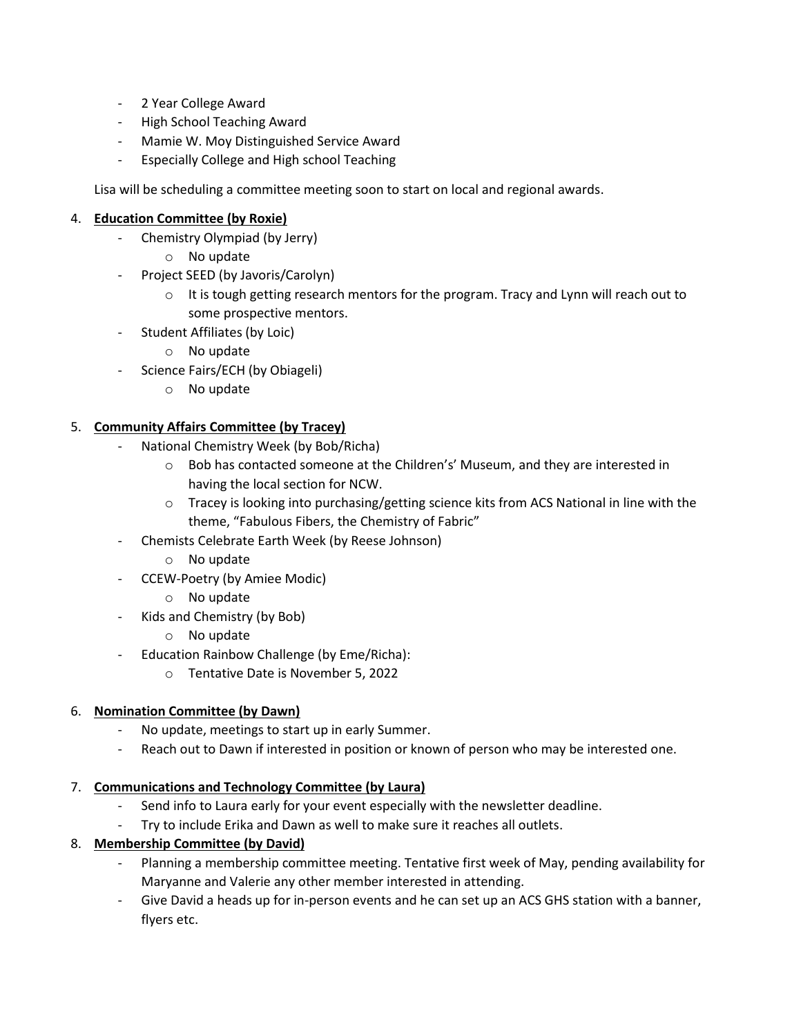- 2 Year College Award
- High School Teaching Award
- Mamie W. Moy Distinguished Service Award
- Especially College and High school Teaching

Lisa will be scheduling a committee meeting soon to start on local and regional awards.

4. **Education Committee (by Roxie)**
    - Chemistry Olympiad (by Jerry)
        - No update
    - Project SEED (by Javoris/Carolyn)
        - It is tough getting research mentors for the program. Tracy and Lynn will reach out to some prospective mentors.
    - Student Affiliates (by Loic)
        - No update
    - Science Fairs/ECH (by Obiageli)
        - No update

5. **Community Affairs Committee (by Tracey)**
    - National Chemistry Week (by Bob/Richa)
        - Bob has contacted someone at the Childrens' Museum, and they are interested in having the local section for NCW.
        - Tracey is looking into purchasing/getting science kits from ACS National in line with the theme, "Fabulous Fibers, the Chemistry of Fabric"
    - Chemists Celebrate Earth Week (by Reese Johnson)
        - No update
    - CCEW-Poetry (by Amiee Modic)
        - No update
    - Kids and Chemistry (by Bob)
        - No update
    - Education Rainbow Challenge (by Eme/Richa):
        - Tentative Date is November 5, 2022

6. **Nomination Committee (by Dawn)**
    - No update, meetings to start up in early Summer.
    - Reach out to Dawn if interested in position or known of person who may be interested one.

7. **Communications and Technology Committee (by Laura)**
    - Send info to Laura early for your event especially with the newsletter deadline.
    - Try to include Erika and Dawn as well to make sure it reaches all outlets.

8. **Membership Committee (by David)**
    - Planning a membership committee meeting. Tentative first week of May, pending availability for Maryanne and Valerie any other member interested in attending.
    - Give David a heads up for in-person events and he can set up an ACS GHS station with a banner, flyers etc.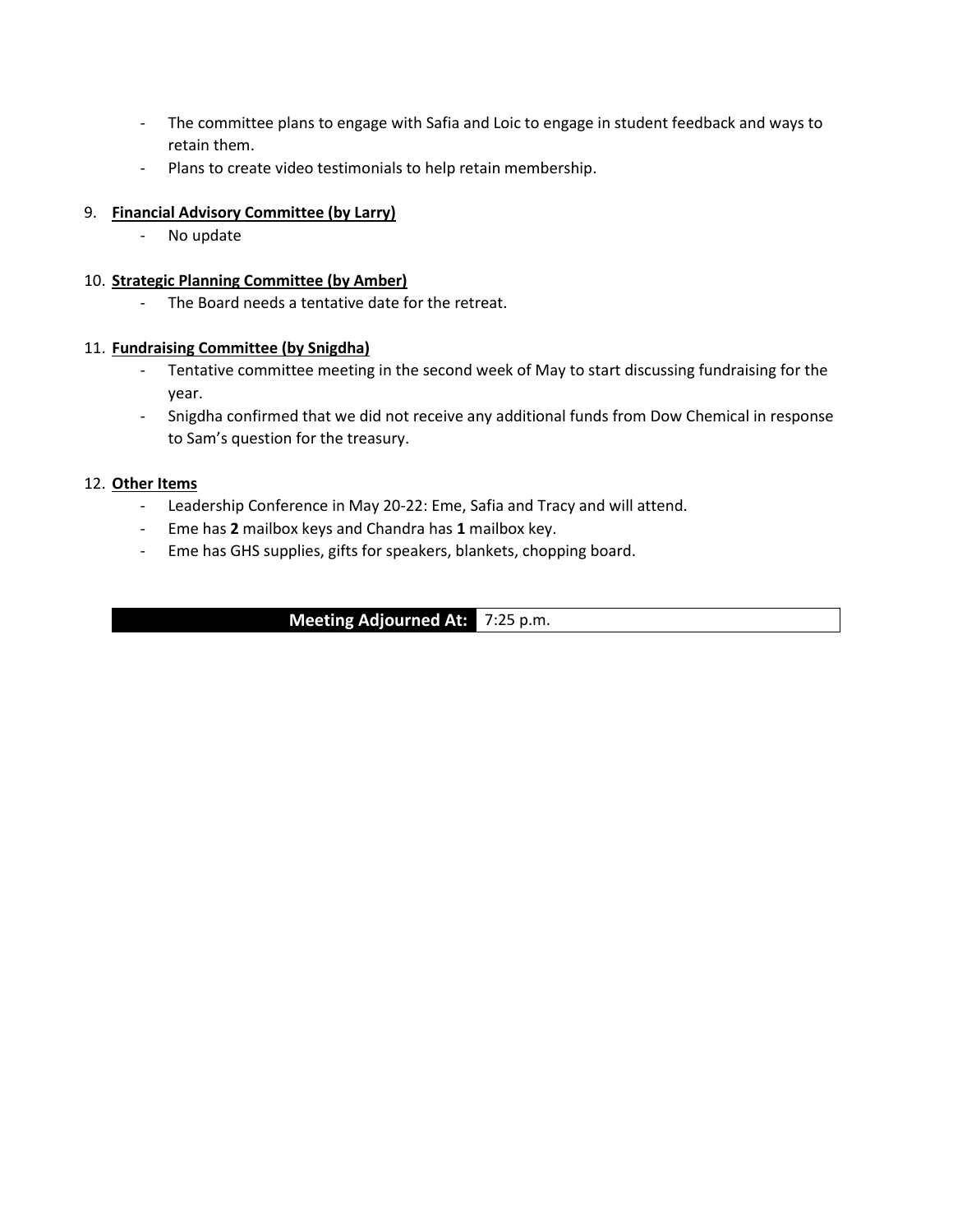- The committee plans to engage with Safia and Loic to engage in student feedback and ways to retain them.
- Plans to create video testimonials to help retain membership.

9. **Financial Advisory Committee (by Larry)**
   - No update

10. **Strategic Planning Committee (by Amber)**
    - The Board needs a tentative date for the retreat.

11. **Fundraising Committee (by Snigdha)**
    - Tentative committee meeting in the second week of May to start discussing fundraising for the year.
    - Snigdha confirmed that we did not receive any additional funds from Dow Chemical in response to Sam's question for the treasury.

12. **Other Items**
    - Leadership Conference in May 20-22: Eme, Safia and Tracy and will attend.
    - Eme has **2** mailbox keys and Chandra has **1** mailbox key.
    - Eme has GHS supplies, gifts for speakers, blankets, chopping board.

| **Meeting Adjourned At:** | 7:25 p.m. |
|---|---|